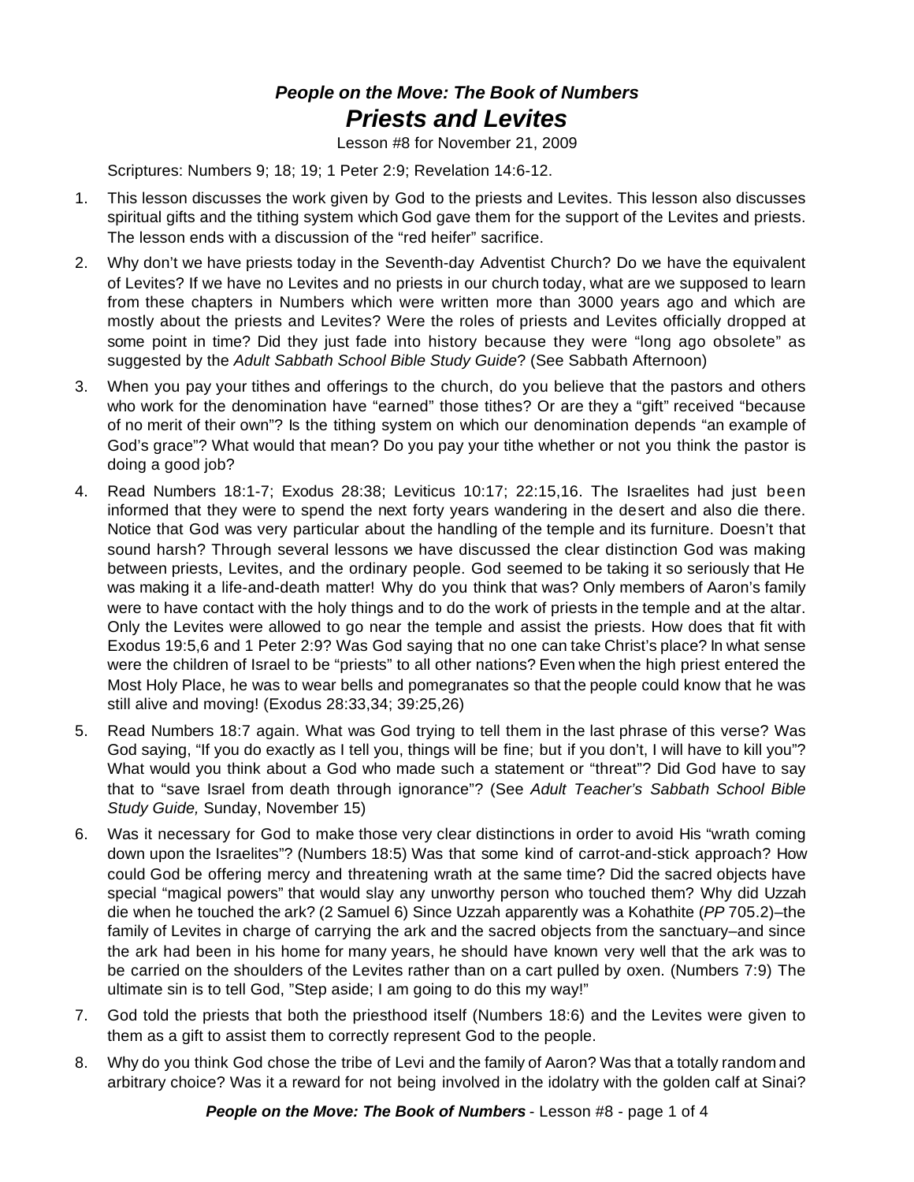***People on the Move: The Book of Numbers***

# ***Priests and Levites***

Lesson #8 for November 21, 2009

Scriptures: Numbers 9; 18; 19; 1 Peter 2:9; Revelation 14:6-12.

1. This lesson discusses the work given by God to the priests and Levites. This lesson also discusses spiritual gifts and the tithing system which God gave them for the support of the Levites and priests. The lesson ends with a discussion of the "red heifer" sacrifice.

2. Why don't we have priests today in the Seventh-day Adventist Church? Do we have the equivalent of Levites? If we have no Levites and no priests in our church today, what are we supposed to learn from these chapters in Numbers which were written more than 3000 years ago and which are mostly about the priests and Levites? Were the roles of priests and Levites officially dropped at some point in time? Did they just fade into history because they were "long ago obsolete" as suggested by the *Adult Sabbath School Bible Study Guide*? (See Sabbath Afternoon)

3. When you pay your tithes and offerings to the church, do you believe that the pastors and others who work for the denomination have "earned" those tithes? Or are they a "gift" received "because of no merit of their own"? Is the tithing system on which our denomination depends "an example of God's grace"? What would that mean? Do you pay your tithe whether or not you think the pastor is doing a good job?

4. Read Numbers 18:1-7; Exodus 28:38; Leviticus 10:17; 22:15,16. The Israelites had just been informed that they were to spend the next forty years wandering in the desert and also die there. Notice that God was very particular about the handling of the temple and its furniture. Doesn't that sound harsh? Through several lessons we have discussed the clear distinction God was making between priests, Levites, and the ordinary people. God seemed to be taking it so seriously that He was making it a life-and-death matter! Why do you think that was? Only members of Aaron's family were to have contact with the holy things and to do the work of priests in the temple and at the altar. Only the Levites were allowed to go near the temple and assist the priests. How does that fit with Exodus 19:5,6 and 1 Peter 2:9? Was God saying that no one can take Christ's place? In what sense were the children of Israel to be "priests" to all other nations? Even when the high priest entered the Most Holy Place, he was to wear bells and pomegranates so that the people could know that he was still alive and moving! (Exodus 28:33,34; 39:25,26)

5. Read Numbers 18:7 again. What was God trying to tell them in the last phrase of this verse? Was God saying, "If you do exactly as I tell you, things will be fine; but if you don't, I will have to kill you"? What would you think about a God who made such a statement or "threat"? Did God have to say that to "save Israel from death through ignorance"? (See *Adult Teacher's Sabbath School Bible Study Guide,* Sunday, November 15)

6. Was it necessary for God to make those very clear distinctions in order to avoid His "wrath coming down upon the Israelites"? (Numbers 18:5) Was that some kind of carrot-and-stick approach? How could God be offering mercy and threatening wrath at the same time? Did the sacred objects have special "magical powers" that would slay any unworthy person who touched them? Why did Uzzah die when he touched the ark? (2 Samuel 6) Since Uzzah apparently was a Kohathite (*PP* 705.2)–the family of Levites in charge of carrying the ark and the sacred objects from the sanctuary–and since the ark had been in his home for many years, he should have known very well that the ark was to be carried on the shoulders of the Levites rather than on a cart pulled by oxen. (Numbers 7:9) The ultimate sin is to tell God, "Step aside; I am going to do this my way!"

7. God told the priests that both the priesthood itself (Numbers 18:6) and the Levites were given to them as a gift to assist them to correctly represent God to the people.

8. Why do you think God chose the tribe of Levi and the family of Aaron? Was that a totally random and arbitrary choice? Was it a reward for not being involved in the idolatry with the golden calf at Sinai?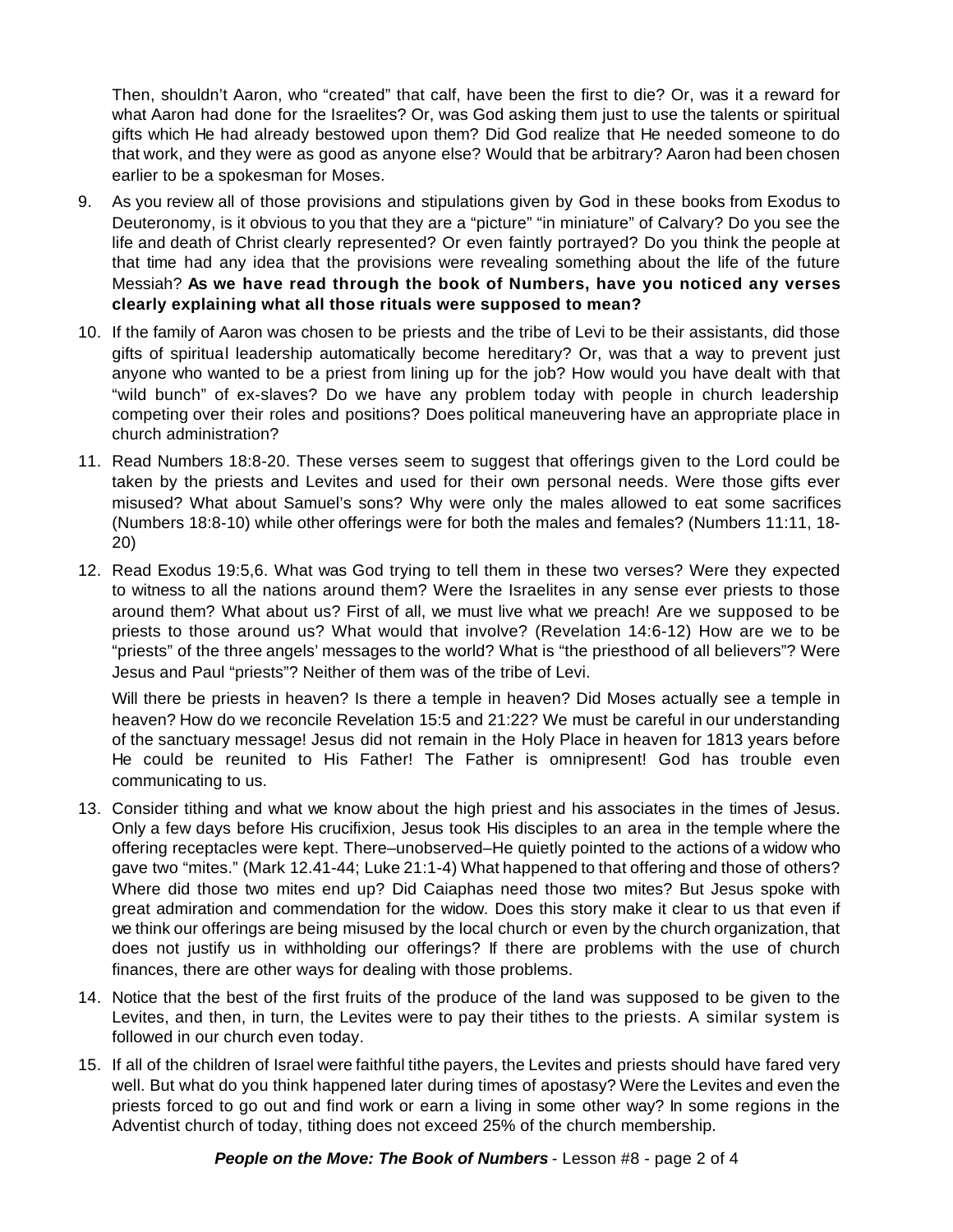Then, shouldn't Aaron, who "created" that calf, have been the first to die? Or, was it a reward for what Aaron had done for the Israelites? Or, was God asking them just to use the talents or spiritual gifts which He had already bestowed upon them? Did God realize that He needed someone to do that work, and they were as good as anyone else? Would that be arbitrary? Aaron had been chosen earlier to be a spokesman for Moses.

9. As you review all of those provisions and stipulations given by God in these books from Exodus to Deuteronomy, is it obvious to you that they are a "picture" "in miniature" of Calvary? Do you see the life and death of Christ clearly represented? Or even faintly portrayed? Do you think the people at that time had any idea that the provisions were revealing something about the life of the future Messiah? **As we have read through the book of Numbers, have you noticed any verses clearly explaining what all those rituals were supposed to mean?**

10. If the family of Aaron was chosen to be priests and the tribe of Levi to be their assistants, did those gifts of spiritual leadership automatically become hereditary? Or, was that a way to prevent just anyone who wanted to be a priest from lining up for the job? How would you have dealt with that "wild bunch" of ex-slaves? Do we have any problem today with people in church leadership competing over their roles and positions? Does political maneuvering have an appropriate place in church administration?

11. Read Numbers 18:8-20. These verses seem to suggest that offerings given to the Lord could be taken by the priests and Levites and used for their own personal needs. Were those gifts ever misused? What about Samuel's sons? Why were only the males allowed to eat some sacrifices (Numbers 18:8-10) while other offerings were for both the males and females? (Numbers 11:11, 18-20)

12. Read Exodus 19:5,6. What was God trying to tell them in these two verses? Were they expected to witness to all the nations around them? Were the Israelites in any sense ever priests to those around them? What about us? First of all, we must live what we preach! Are we supposed to be priests to those around us? What would that involve? (Revelation 14:6-12) How are we to be "priests" of the three angels' messages to the world? What is "the priesthood of all believers"? Were Jesus and Paul "priests"? Neither of them was of the tribe of Levi.

    Will there be priests in heaven? Is there a temple in heaven? Did Moses actually see a temple in heaven? How do we reconcile Revelation 15:5 and 21:22? We must be careful in our understanding of the sanctuary message! Jesus did not remain in the Holy Place in heaven for 1813 years before He could be reunited to His Father! The Father is omnipresent! God has trouble even communicating to us.

13. Consider tithing and what we know about the high priest and his associates in the times of Jesus. Only a few days before His crucifixion, Jesus took His disciples to an area in the temple where the offering receptacles were kept. There–unobserved–He quietly pointed to the actions of a widow who gave two "mites." (Mark 12.41-44; Luke 21:1-4) What happened to that offering and those of others? Where did those two mites end up? Did Caiaphas need those two mites? But Jesus spoke with great admiration and commendation for the widow. Does this story make it clear to us that even if we think our offerings are being misused by the local church or even by the church organization, that does not justify us in withholding our offerings? If there are problems with the use of church finances, there are other ways for dealing with those problems.

14. Notice that the best of the first fruits of the produce of the land was supposed to be given to the Levites, and then, in turn, the Levites were to pay their tithes to the priests. A similar system is followed in our church even today.

15. If all of the children of Israel were faithful tithe payers, the Levites and priests should have fared very well. But what do you think happened later during times of apostasy? Were the Levites and even the priests forced to go out and find work or earn a living in some other way? In some regions in the Adventist church of today, tithing does not exceed 25% of the church membership.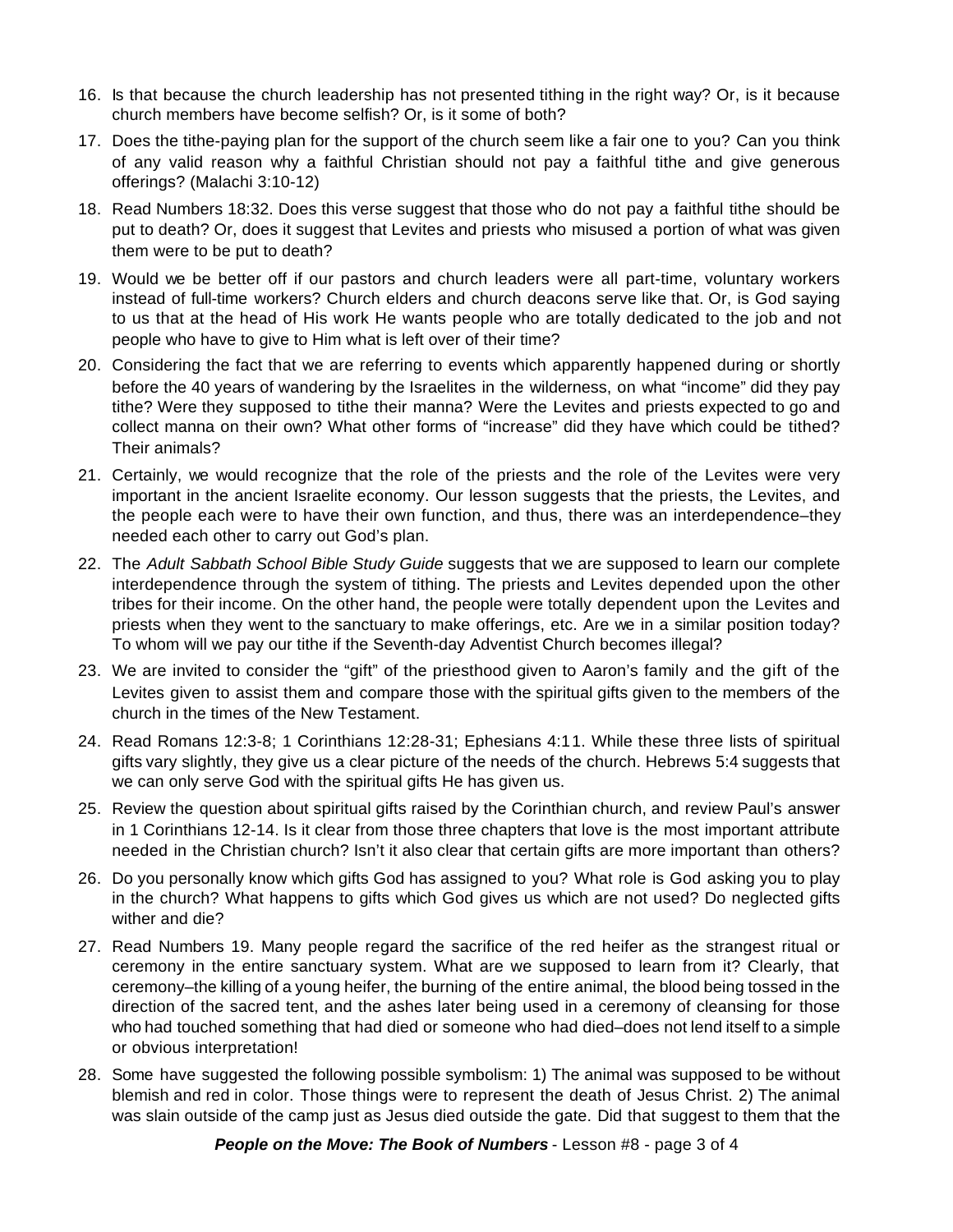16. Is that because the church leadership has not presented tithing in the right way? Or, is it because church members have become selfish? Or, is it some of both?

17. Does the tithe-paying plan for the support of the church seem like a fair one to you? Can you think of any valid reason why a faithful Christian should not pay a faithful tithe and give generous offerings? (Malachi 3:10-12)

18. Read Numbers 18:32. Does this verse suggest that those who do not pay a faithful tithe should be put to death? Or, does it suggest that Levites and priests who misused a portion of what was given them were to be put to death?

19. Would we be better off if our pastors and church leaders were all part-time, voluntary workers instead of full-time workers? Church elders and church deacons serve like that. Or, is God saying to us that at the head of His work He wants people who are totally dedicated to the job and not people who have to give to Him what is left over of their time?

20. Considering the fact that we are referring to events which apparently happened during or shortly before the 40 years of wandering by the Israelites in the wilderness, on what "income" did they pay tithe? Were they supposed to tithe their manna? Were the Levites and priests expected to go and collect manna on their own? What other forms of "increase" did they have which could be tithed? Their animals?

21. Certainly, we would recognize that the role of the priests and the role of the Levites were very important in the ancient Israelite economy. Our lesson suggests that the priests, the Levites, and the people each were to have their own function, and thus, there was an interdependence–they needed each other to carry out God's plan.

22. The *Adult Sabbath School Bible Study Guide* suggests that we are supposed to learn our complete interdependence through the system of tithing. The priests and Levites depended upon the other tribes for their income. On the other hand, the people were totally dependent upon the Levites and priests when they went to the sanctuary to make offerings, etc. Are we in a similar position today? To whom will we pay our tithe if the Seventh-day Adventist Church becomes illegal?

23. We are invited to consider the "gift" of the priesthood given to Aaron's family and the gift of the Levites given to assist them and compare those with the spiritual gifts given to the members of the church in the times of the New Testament.

24. Read Romans 12:3-8; 1 Corinthians 12:28-31; Ephesians 4:11. While these three lists of spiritual gifts vary slightly, they give us a clear picture of the needs of the church. Hebrews 5:4 suggests that we can only serve God with the spiritual gifts He has given us.

25. Review the question about spiritual gifts raised by the Corinthian church, and review Paul's answer in 1 Corinthians 12-14. Is it clear from those three chapters that love is the most important attribute needed in the Christian church? Isn't it also clear that certain gifts are more important than others?

26. Do you personally know which gifts God has assigned to you? What role is God asking you to play in the church? What happens to gifts which God gives us which are not used? Do neglected gifts wither and die?

27. Read Numbers 19. Many people regard the sacrifice of the red heifer as the strangest ritual or ceremony in the entire sanctuary system. What are we supposed to learn from it? Clearly, that ceremony–the killing of a young heifer, the burning of the entire animal, the blood being tossed in the direction of the sacred tent, and the ashes later being used in a ceremony of cleansing for those who had touched something that had died or someone who had died–does not lend itself to a simple or obvious interpretation!

28. Some have suggested the following possible symbolism: 1) The animal was supposed to be without blemish and red in color. Those things were to represent the death of Jesus Christ. 2) The animal was slain outside of the camp just as Jesus died outside the gate. Did that suggest to them that the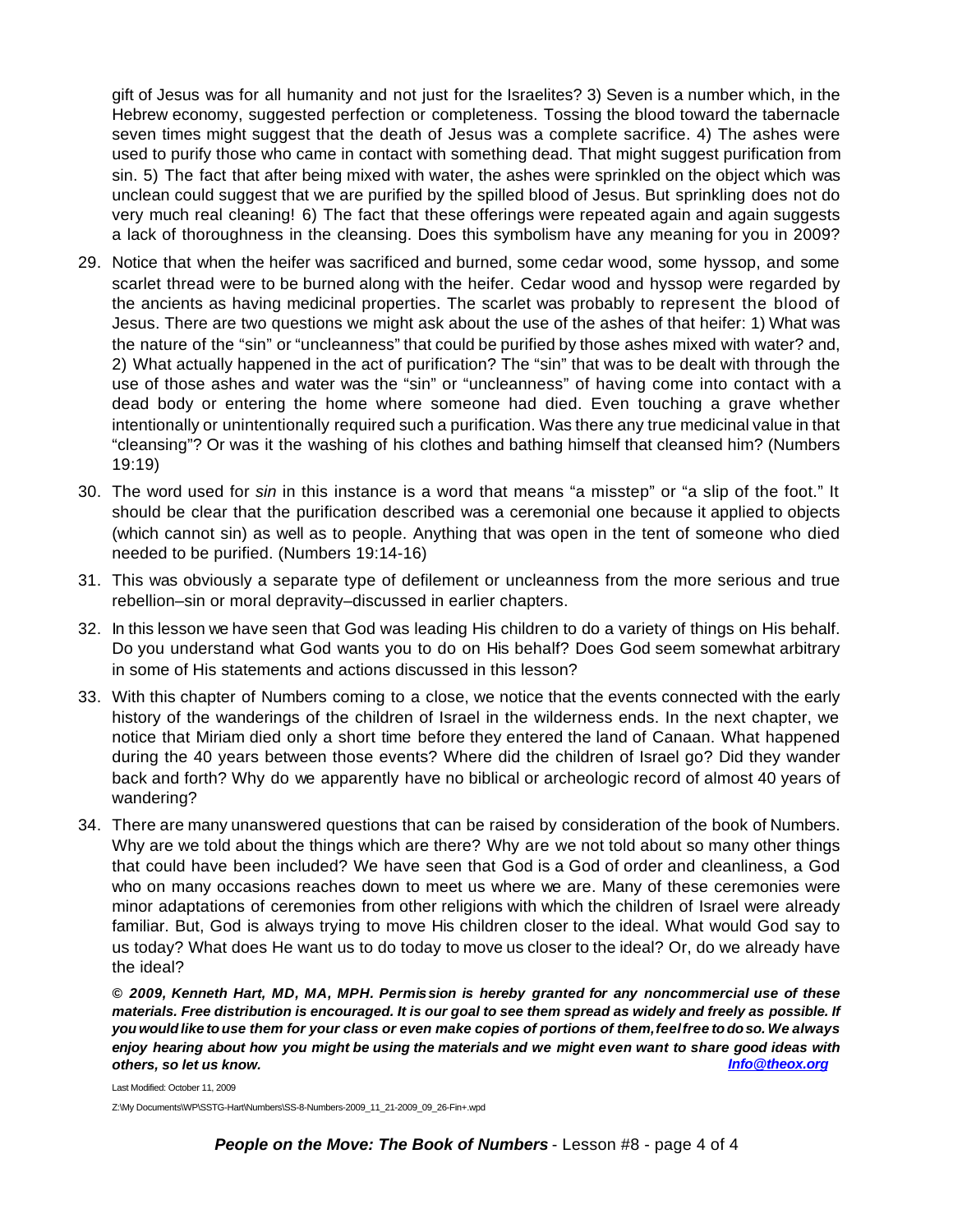gift of Jesus was for all humanity and not just for the Israelites? 3) Seven is a number which, in the Hebrew economy, suggested perfection or completeness. Tossing the blood toward the tabernacle seven times might suggest that the death of Jesus was a complete sacrifice. 4) The ashes were used to purify those who came in contact with something dead. That might suggest purification from sin. 5) The fact that after being mixed with water, the ashes were sprinkled on the object which was unclean could suggest that we are purified by the spilled blood of Jesus. But sprinkling does not do very much real cleaning! 6) The fact that these offerings were repeated again and again suggests a lack of thoroughness in the cleansing. Does this symbolism have any meaning for you in 2009?

29. Notice that when the heifer was sacrificed and burned, some cedar wood, some hyssop, and some scarlet thread were to be burned along with the heifer. Cedar wood and hyssop were regarded by the ancients as having medicinal properties. The scarlet was probably to represent the blood of Jesus. There are two questions we might ask about the use of the ashes of that heifer: 1) What was the nature of the "sin" or "uncleanness" that could be purified by those ashes mixed with water? and, 2) What actually happened in the act of purification? The "sin" that was to be dealt with through the use of those ashes and water was the "sin" or "uncleanness" of having come into contact with a dead body or entering the home where someone had died. Even touching a grave whether intentionally or unintentionally required such a purification. Was there any true medicinal value in that "cleansing"? Or was it the washing of his clothes and bathing himself that cleansed him? (Numbers 19:19)

30. The word used for *sin* in this instance is a word that means "a misstep" or "a slip of the foot." It should be clear that the purification described was a ceremonial one because it applied to objects (which cannot sin) as well as to people. Anything that was open in the tent of someone who died needed to be purified. (Numbers 19:14-16)

31. This was obviously a separate type of defilement or uncleanness from the more serious and true rebellion–sin or moral depravity–discussed in earlier chapters.

32. In this lesson we have seen that God was leading His children to do a variety of things on His behalf. Do you understand what God wants you to do on His behalf? Does God seem somewhat arbitrary in some of His statements and actions discussed in this lesson?

33. With this chapter of Numbers coming to a close, we notice that the events connected with the early history of the wanderings of the children of Israel in the wilderness ends. In the next chapter, we notice that Miriam died only a short time before they entered the land of Canaan. What happened during the 40 years between those events? Where did the children of Israel go? Did they wander back and forth? Why do we apparently have no biblical or archeologic record of almost 40 years of wandering?

34. There are many unanswered questions that can be raised by consideration of the book of Numbers. Why are we told about the things which are there? Why are we not told about so many other things that could have been included? We have seen that God is a God of order and cleanliness, a God who on many occasions reaches down to meet us where we are. Many of these ceremonies were minor adaptations of ceremonies from other religions with which the children of Israel were already familiar. But, God is always trying to move His children closer to the ideal. What would God say to us today? What does He want us to do today to move us closer to the ideal? Or, do we already have the ideal?

***© 2009, Kenneth Hart, MD, MA, MPH. Permission is hereby granted for any noncommercial use of these materials. Free distribution is encouraged. It is our goal to see them spread as widely and freely as possible. If you would like to use them for your class or even make copies of portions of them, feel free to do so. We always enjoy hearing about how you might be using the materials and we might even want to share good ideas with others, so let us know.*** ***Info@theox.org***

Last Modified: October 11, 2009

Z:\My Documents\WP\SSTG-Hart\Numbers\SS-8-Numbers-2009_11_21-2009_09_26-Fin+.wpd